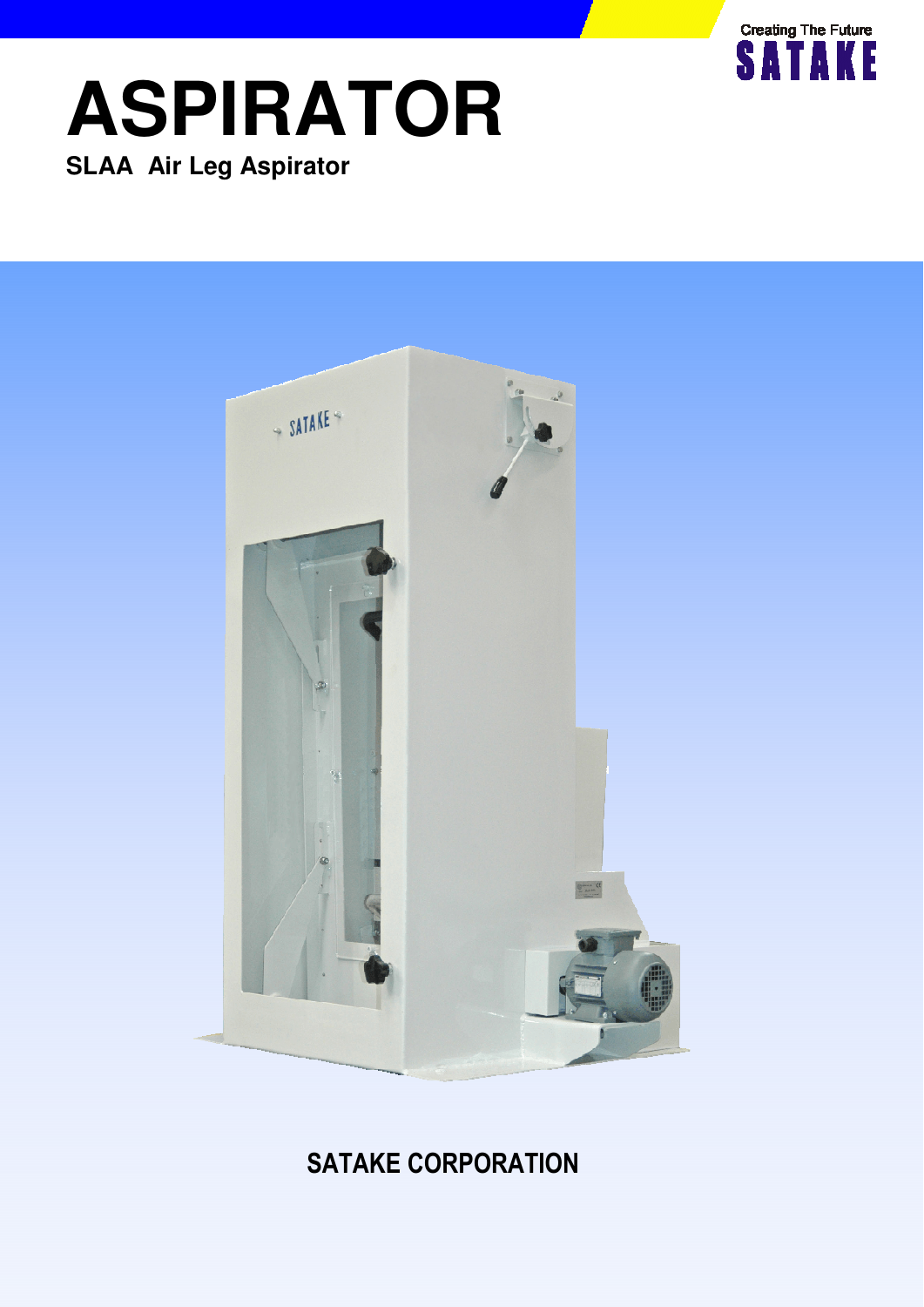Creating The Future

SATAKE

# ASPIRATOR

**SLAA Air Leg Aspirator**

SATAKE CORPORATION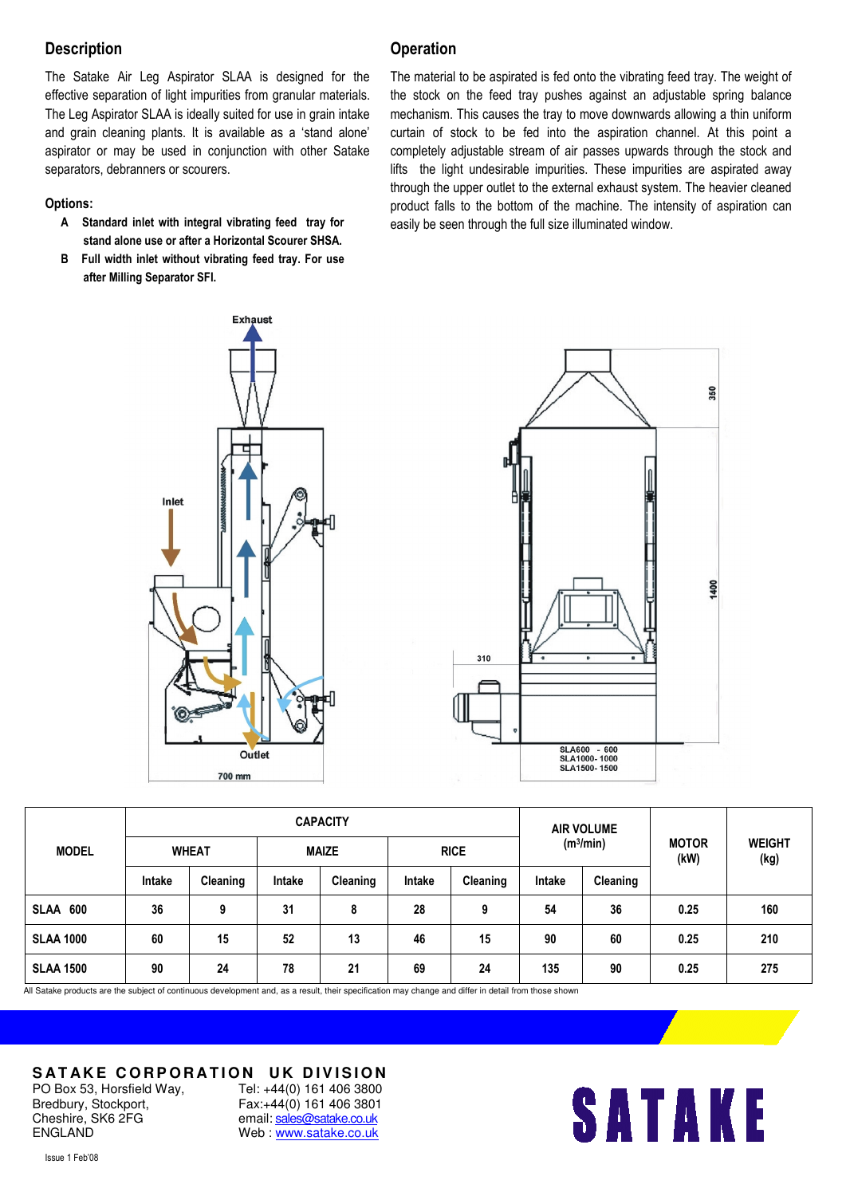## Description

The Satake Air Leg Aspirator SLAA is designed for the effective separation of light impurities from granular materials. The Leg Aspirator SLAA is ideally suited for use in grain intake and grain cleaning plants. It is available as a 'stand alone' aspirator or may be used in conjunction with other Satake separators, debranners or scourers.

### Options:

- **A Standard inlet with integral vibrating feed tray for stand alone use or after a Horizontal Scourer SHSA.**
- **B Full width inlet without vibrating feed tray. For use after Milling Separator SFI.**

## Operation

The material to be aspirated is fed onto the vibrating feed tray. The weight of the stock on the feed tray pushes against an adjustable spring balance mechanism. This causes the tray to move downwards allowing a thin uniform curtain of stock to be fed into the aspiration channel. At this point a completely adjustable stream of air passes upwards through the stock and lifts the light undesirable impurities. These impurities are aspirated away through the upper outlet to the external exhaust system. The heavier cleaned product falls to the bottom of the machine. The intensity of aspiration can easily be seen through the full size illuminated window.

Exhaust
Inlet
Outlet
700 mm

350
1400
310
SLA600 - 600
SLA1000- 1000
SLA1500- 1500

| MODEL | CAPACITY | | | | | | AIR VOLUME ($m^3$/min) | | MOTOR (kW) | WEIGHT (kg) |
|---|---|---|---|---|---|---|---|---|---|---|
| | WHEAT | | MAIZE | | RICE | | | | | |
| | Intake | Cleaning | Intake | Cleaning | Intake | Cleaning | Intake | Cleaning | | |
| **SLAA 600** | 36 | 9 | 31 | 8 | 28 | 9 | 54 | 36 | 0.25 | 160 |
| **SLAA 1000** | 60 | 15 | 52 | 13 | 46 | 15 | 90 | 60 | 0.25 | 210 |
| **SLAA 1500** | 90 | 24 | 78 | 21 | 69 | 24 | 135 | 90 | 0.25 | 275 |

All Satake products are the subject of continuous development and, as a result, their specification may change and differ in detail from those shown

**SATAKE CORPORATION UK DIVISION**

PO Box 53, Horsfield Way,
Bredbury, Stockport,
Cheshire, SK6 2FG
ENGLAND

Tel: +44(0) 161 406 3800
Fax:+44(0) 161 406 3801
email: sales@satake.co.uk
Web : www.satake.co.uk

SATAKE

Issue 1 Feb'08